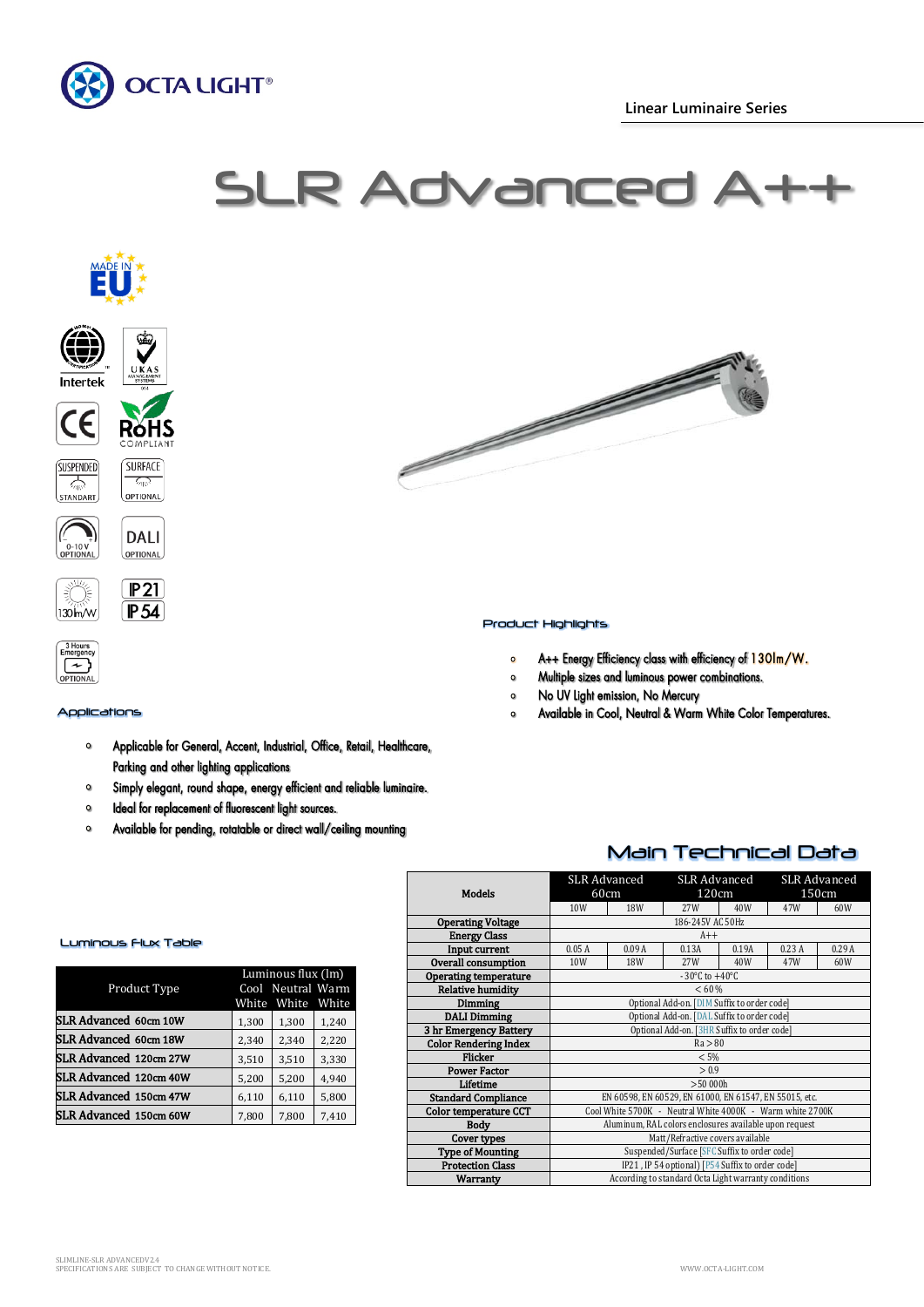OCTA LIGHT®

Linear Luminaire Series

# SLR Advanced A++

MADE IN EU

Intertek

UKAS MANAGEMENT SYSTEMS

CE

RoHS COMPLIANT

SUSPENDED STANDART

SURFACE OPTIONAL

0-10V OPTIONAL

DALI OPTIONAL

130lm/W

IP21

IP54

3 Hours Emergency OPTIONAL

## Product Highlights

- A++ Energy Efficiency class with efficiency of 130lm/W.
- Multiple sizes and luminous power combinations.
- No UV Light emission, No Mercury
- Available in Cool, Neutral & Warm White Color Temperatures.

## Applications

- Applicable for General, Accent, Industrial, Office, Retail, Healthcare, Parking and other lighting applications
- Simply elegant, round shape, energy efficient and reliable luminaire.
- Ideal for replacement of fluorescent light sources.
- Available for pending, rotatable or direct wall/ceiling mounting

## Main Technical Data

| Models | SLR Advanced 60cm | | SLR Advanced 120cm | | SLR Advanced 150cm | |
|---|---|---|---|---|---|---|
| | 10W | 18W | 27W | 40W | 47W | 60W |
| Operating Voltage | 186-245V AC 50Hz | | | | | |
| Energy Class | A++ | | | | | |
| Input current | 0.05 A | 0.09 A | 0.13A | 0.19A | 0.23 A | 0.29 A |
| Overall consumption | 10W | 18W | 27W | 40W | 47W | 60W |
| Operating temperature | -30°C to +40°C | | | | | |
| Relative humidity | < 60 % | | | | | |
| Dimming | Optional Add-on. [DIM Suffix to order code] | | | | | |
| DALI Dimming | Optional Add-on. [DAL Suffix to order code] | | | | | |
| 3 hr Emergency Battery | Optional Add-on. [3HR Suffix to order code] | | | | | |
| Color Rendering Index | Ra > 80 | | | | | |
| Flicker | < 5% | | | | | |
| Power Factor | > 0.9 | | | | | |
| Lifetime | >50 000h | | | | | |
| Standard Compliance | EN 60598, EN 60529, EN 61000, EN 61547, EN 55015, etc. | | | | | |
| Color temperature CCT | Cool White 5700K - Neutral White 4000K - Warm white 2700K | | | | | |
| Body | Aluminum, RAL colors enclosures available upon request | | | | | |
| Cover types | Matt/Refractive covers available | | | | | |
| Type of Mounting | Suspended/Surface [SFC Suffix to order code] | | | | | |
| Protection Class | IP21 , IP 54 optional) [P54 Suffix to order code] | | | | | |
| Warranty | According to standard Octa Light warranty conditions | | | | | |

## Luminous Flux Table

| Product Type | Luminous flux (lm) Cool White | Neutral White | Warm White |
|---|---|---|---|
| SLR Advanced 60cm 10W | 1,300 | 1,300 | 1,240 |
| SLR Advanced 60cm 18W | 2,340 | 2,340 | 2,220 |
| SLR Advanced 120cm 27W | 3,510 | 3,510 | 3,330 |
| SLR Advanced 120cm 40W | 5,200 | 5,200 | 4,940 |
| SLR Advanced 150cm 47W | 6,110 | 6,110 | 5,800 |
| SLR Advanced 150cm 60W | 7,800 | 7,800 | 7,410 |

SLIMLINE-SLR ADVANCEDV2.4
SPECIFICATIONS ARE SUBJECT TO CHANGE WITHOUT NOTICE.

WWW.OCTA-LIGHT.COM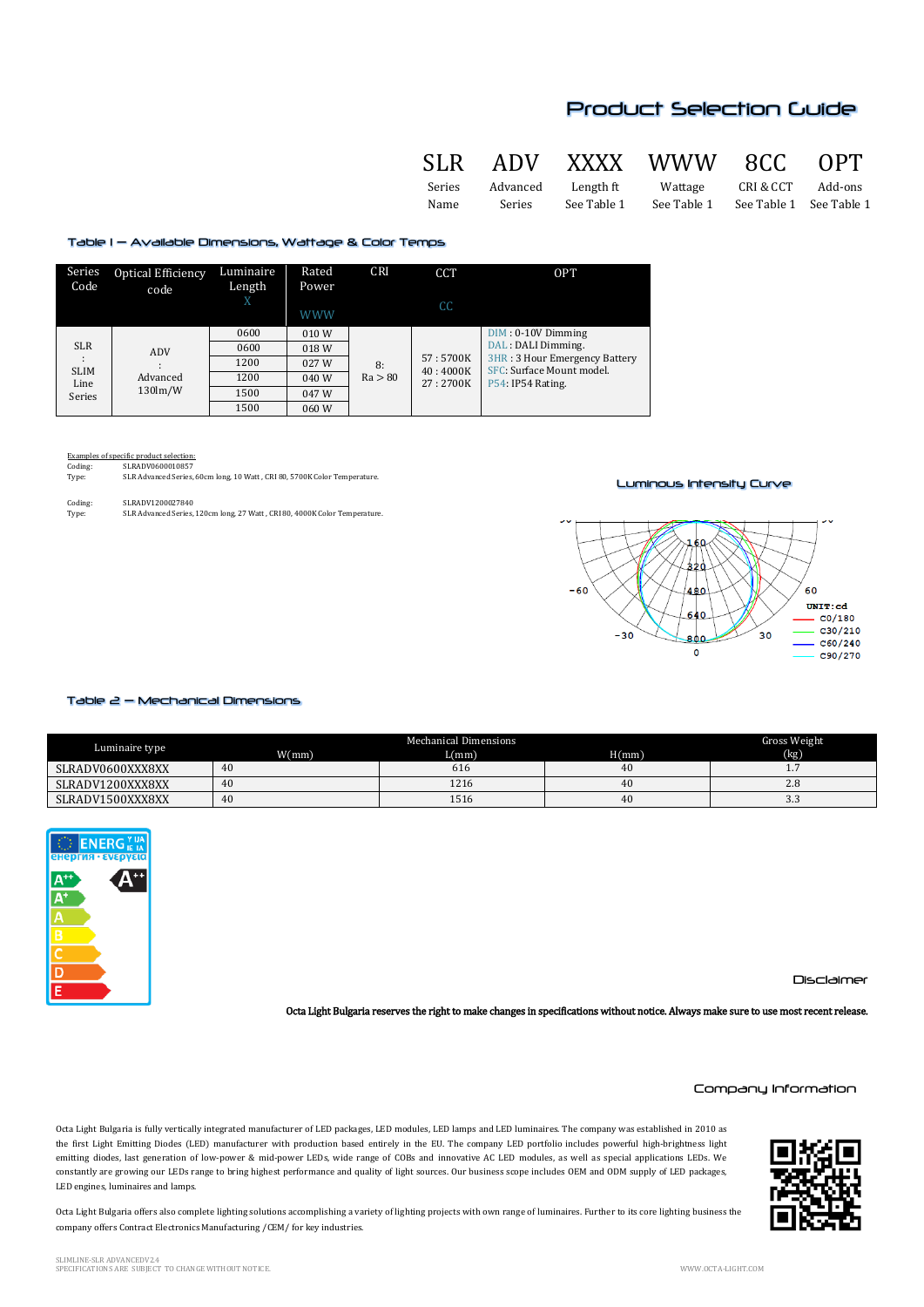## Product Selection Guide

| SLR | ADV | XXXX | WWW | 8CC | OPT |
|---|---|---|---|---|---|
| Series Name | Advanced Series | Length ft See Table 1 | Wattage See Table 1 | CRI & CCT See Table 1 | Add-ons See Table 1 |

### Table I – Available Dimensions, Wattage & Color Temps

| Series Code | Optical Efficiency code | Luminaire Length X | Rated Power WWW | CRI | CCT CC | OPT |
|---|---|---|---|---|---|---|
| SLR : SLIM Line Series | ADV : Advanced 130lm/W | 0600 | 010 W | 8: Ra > 80 | 57 : 5700K 40 : 4000K 27 : 2700K | DIM : 0-10V Dimming DAL : DALI Dimming. 3HR : 3 Hour Emergency Battery SFC: Surface Mount model. P54: IP54 Rating. |
| | | 0600 | 018 W | | | |
| | | 1200 | 027 W | | | |
| | | 1200 | 040 W | | | |
| | | 1500 | 047 W | | | |
| | | 1500 | 060 W | | | |

Examples of specific product selection:

Coding: SLRADV0600010857
Type: SLR Advanced Series, 60cm long, 10 Watt , CRI 80, 5700K Color Temperature.

Coding: SLRADV1200027840
Type: SLR Advanced Series, 120cm long, 27 Watt , CRI 80, 4000K Color Temperature.

### Luminous Intensity Curve

160
320
480
640
800
-60
60
-30
30
0
UNIT: cd
C0/180
C30/210
C60/240
C90/270

### Table 2 – Mechanical Dimensions

| Luminaire type | W(mm) | Mechanical Dimensions L(mm) | H(mm) | Gross Weight (kg) |
|---|---|---|---|---|
| SLRADV0600XXX8XX | 40 | 616 | 40 | 1.7 |
| SLRADV1200XXX8XX | 40 | 1216 | 40 | 2.8 |
| SLRADV1500XXX8XX | 40 | 1516 | 40 | 3.3 |

ENERGIA
енергия · ενεργεια
A++
A+
A
B
C
D
E
A++

### Disclaimer

**Octa Light Bulgaria reserves the right to make changes in specifications without notice. Always make sure to use most recent release.**

### Company Information

Octa Light Bulgaria is fully vertically integrated manufacturer of LED packages, LED modules, LED lamps and LED luminaires. The company was established in 2010 as the first Light Emitting Diodes (LED) manufacturer with production based entirely in the EU. The company LED portfolio includes powerful high-brightness light emitting diodes, last generation of low-power & mid-power LEDs, wide range of COBs and innovative AC LED modules, as well as special applications LEDs. We constantly are growing our LEDs range to bring highest performance and quality of light sources. Our business scope includes OEM and ODM supply of LED packages, LED engines, luminaires and lamps.

Octa Light Bulgaria offers also complete lighting solutions accomplishing a variety of lighting projects with own range of luminaires. Further to its core lighting business the company offers Contract Electronics Manufacturing /CEM/ for key industries.

SLIMLINE-SLR ADVANCEDV2.4
SPECIFICATIONS ARE SUBJECT TO CHANGE WITHOUT NOTICE.

WWW.OCTA-LIGHT.COM